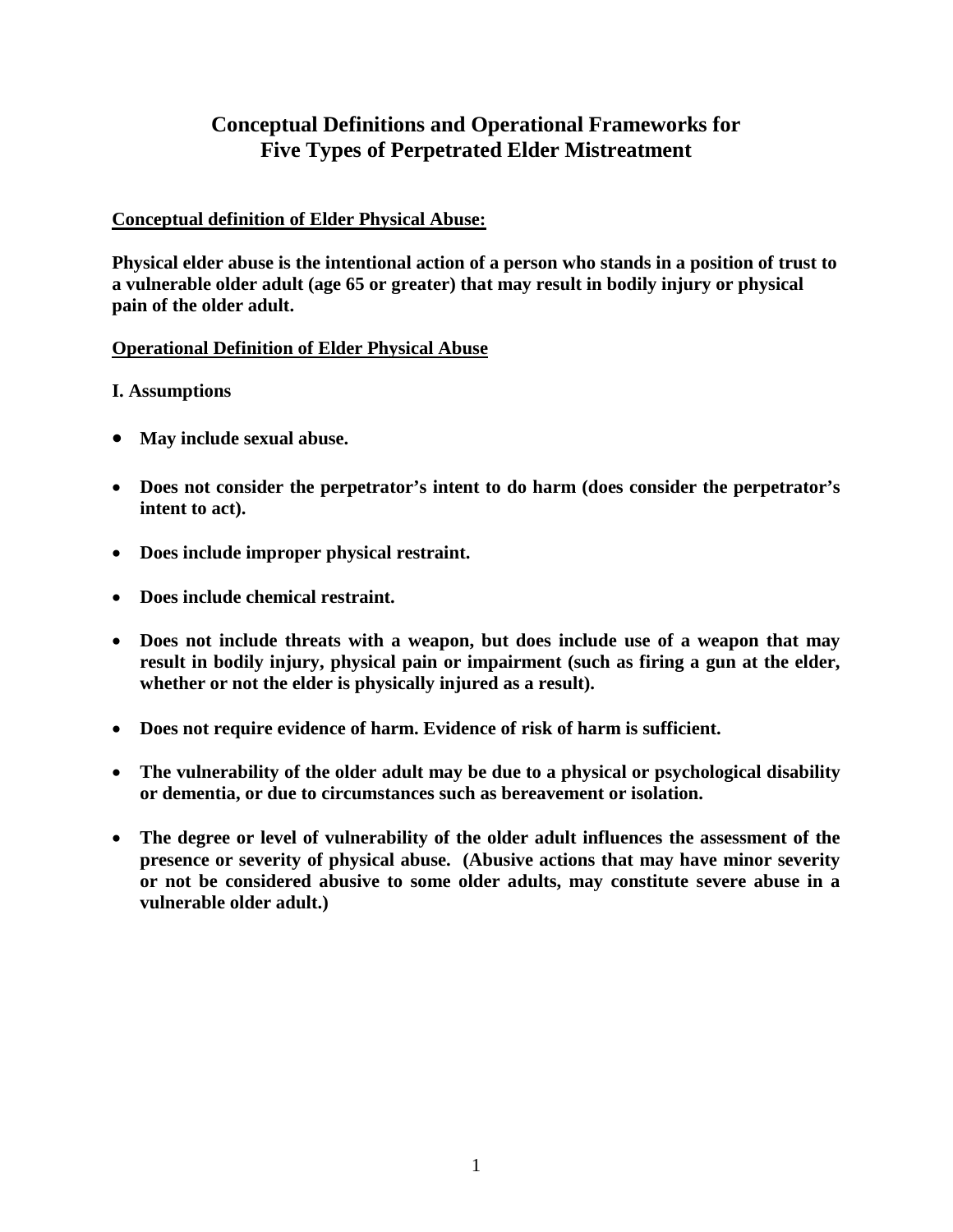# Conceptual Definitions and Operational Frameworks for Five Types of Perpetrated Elder Mistreatment

**Conceptual definition of Elder Physical Abuse:**

**Physical elder abuse is the intentional action of a person who stands in a position of trust to a vulnerable older adult (age 65 or greater) that may result in bodily injury or physical pain of the older adult.**

**Operational Definition of Elder Physical Abuse**

**I. Assumptions**

- **May include sexual abuse.**
- **Does not consider the perpetrator's intent to do harm (does consider the perpetrator's intent to act).**
- **Does include improper physical restraint.**
- **Does include chemical restraint.**
- **Does not include threats with a weapon, but does include use of a weapon that may result in bodily injury, physical pain or impairment (such as firing a gun at the elder, whether or not the elder is physically injured as a result).**
- **Does not require evidence of harm. Evidence of risk of harm is sufficient.**
- **The vulnerability of the older adult may be due to a physical or psychological disability or dementia, or due to circumstances such as bereavement or isolation.**
- **The degree or level of vulnerability of the older adult influences the assessment of the presence or severity of physical abuse. (Abusive actions that may have minor severity or not be considered abusive to some older adults, may constitute severe abuse in a vulnerable older adult.)**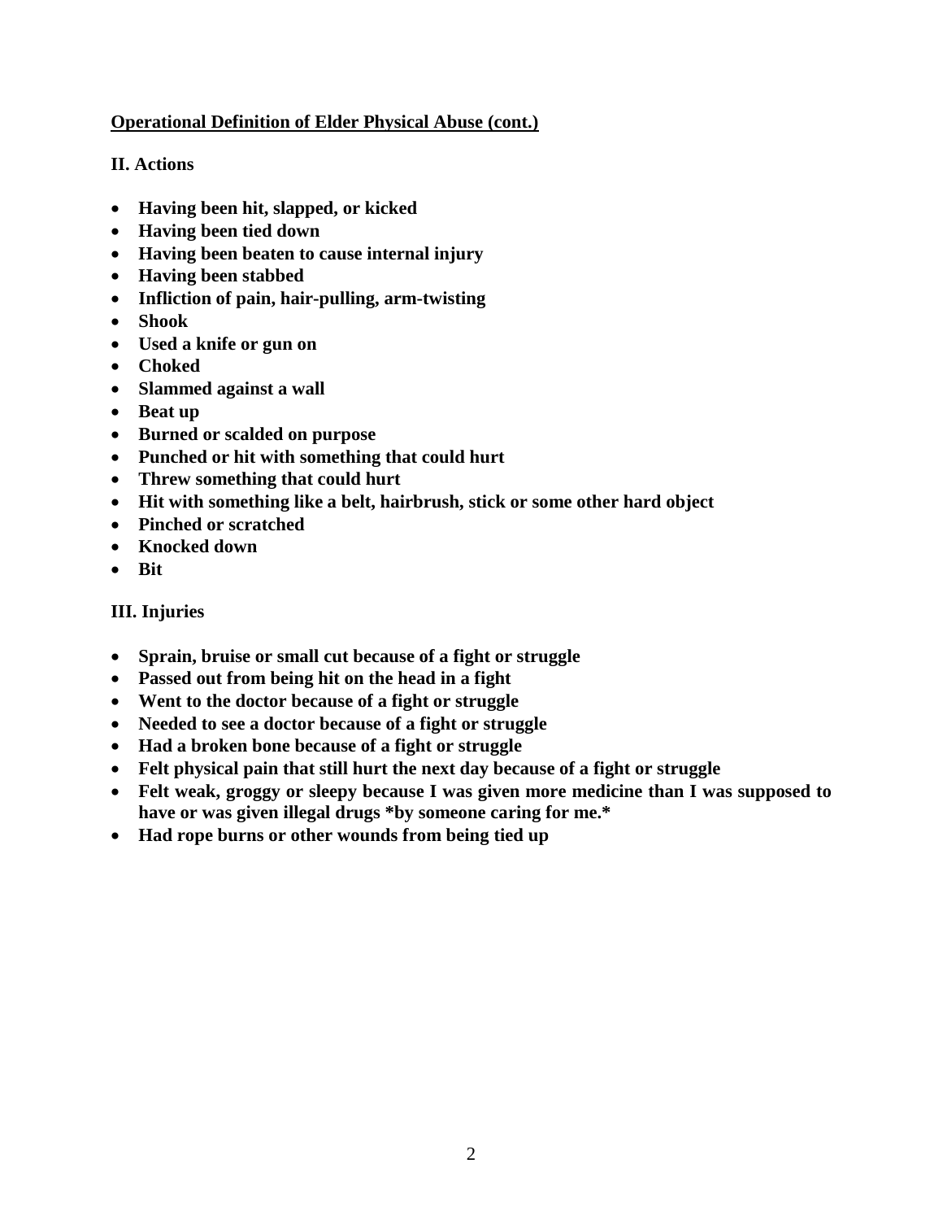## Operational Definition of Elder Physical Abuse (cont.)

### II. Actions

- **Having been hit, slapped, or kicked**
- **Having been tied down**
- **Having been beaten to cause internal injury**
- **Having been stabbed**
- **Infliction of pain, hair-pulling, arm-twisting**
- **Shook**
- **Used a knife or gun on**
- **Choked**
- **Slammed against a wall**
- **Beat up**
- **Burned or scalded on purpose**
- **Punched or hit with something that could hurt**
- **Threw something that could hurt**
- **Hit with something like a belt, hairbrush, stick or some other hard object**
- **Pinched or scratched**
- **Knocked down**
- **Bit**

### III. Injuries

- **Sprain, bruise or small cut because of a fight or struggle**
- **Passed out from being hit on the head in a fight**
- **Went to the doctor because of a fight or struggle**
- **Needed to see a doctor because of a fight or struggle**
- **Had a broken bone because of a fight or struggle**
- **Felt physical pain that still hurt the next day because of a fight or struggle**
- **Felt weak, groggy or sleepy because I was given more medicine than I was supposed to have or was given illegal drugs *by someone caring for me.***
- **Had rope burns or other wounds from being tied up**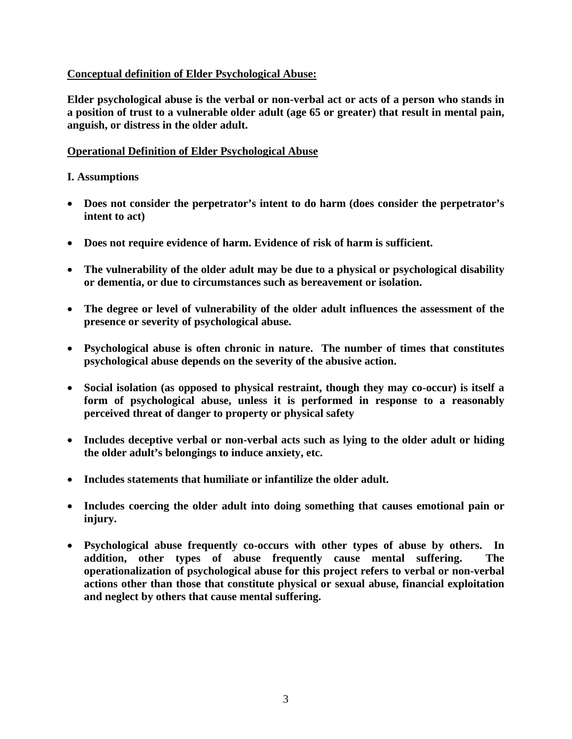**Conceptual definition of Elder Psychological Abuse:**

**Elder psychological abuse is the verbal or non-verbal act or acts of a person who stands in a position of trust to a vulnerable older adult (age 65 or greater) that result in mental pain, anguish, or distress in the older adult.**

**Operational Definition of Elder Psychological Abuse**

**I. Assumptions**

- **Does not consider the perpetrator's intent to do harm (does consider the perpetrator's intent to act)**
- **Does not require evidence of harm. Evidence of risk of harm is sufficient.**
- **The vulnerability of the older adult may be due to a physical or psychological disability or dementia, or due to circumstances such as bereavement or isolation.**
- **The degree or level of vulnerability of the older adult influences the assessment of the presence or severity of psychological abuse.**
- **Psychological abuse is often chronic in nature. The number of times that constitutes psychological abuse depends on the severity of the abusive action.**
- **Social isolation (as opposed to physical restraint, though they may co-occur) is itself a form of psychological abuse, unless it is performed in response to a reasonably perceived threat of danger to property or physical safety**
- **Includes deceptive verbal or non-verbal acts such as lying to the older adult or hiding the older adult's belongings to induce anxiety, etc.**
- **Includes statements that humiliate or infantilize the older adult.**
- **Includes coercing the older adult into doing something that causes emotional pain or injury.**
- **Psychological abuse frequently co-occurs with other types of abuse by others. In addition, other types of abuse frequently cause mental suffering. The operationalization of psychological abuse for this project refers to verbal or non-verbal actions other than those that constitute physical or sexual abuse, financial exploitation and neglect by others that cause mental suffering.**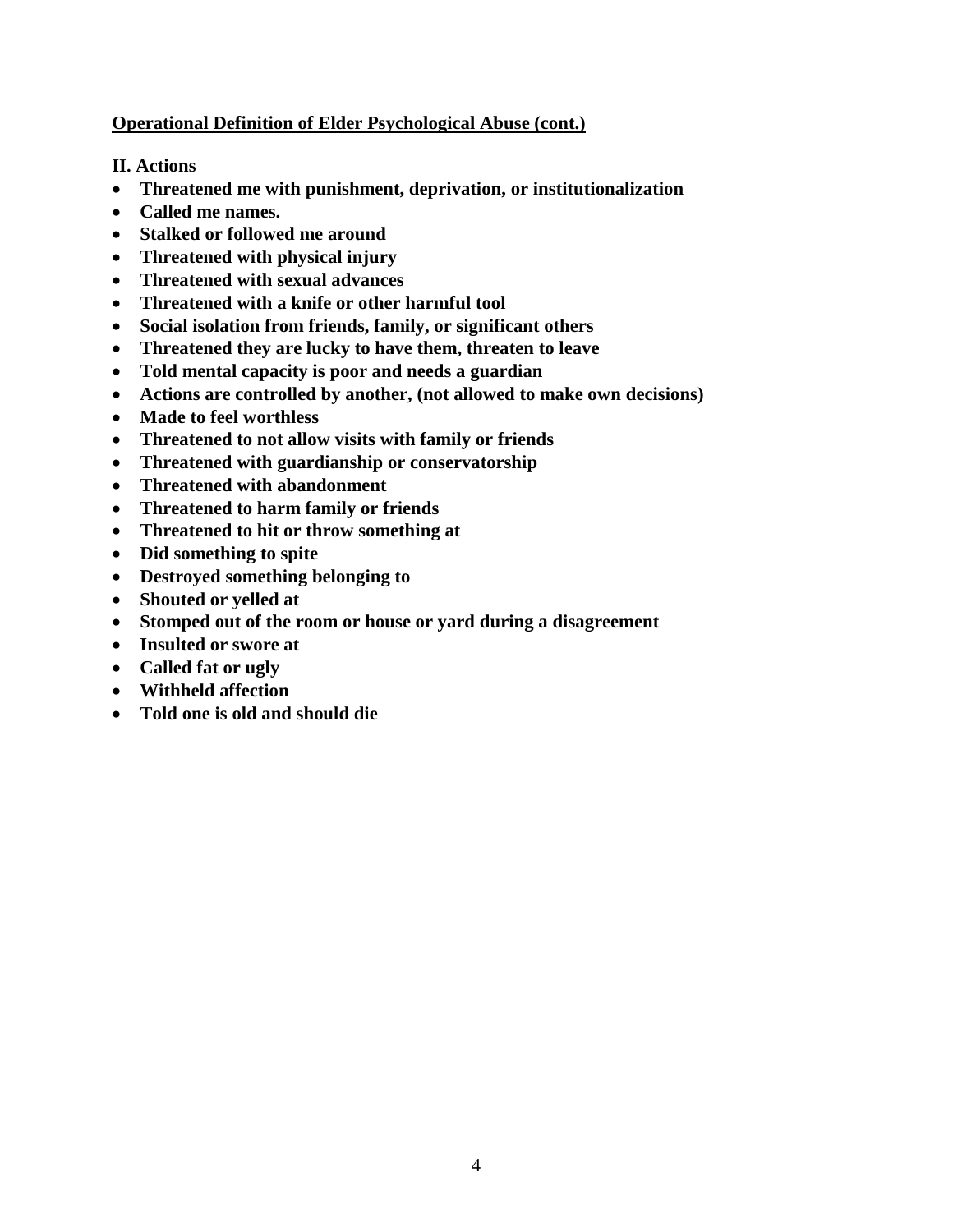**<u>Operational Definition of Elder Psychological Abuse (cont.)</u>**

**II. Actions**

- **Threatened me with punishment, deprivation, or institutionalization**
- **Called me names.**
- **Stalked or followed me around**
- **Threatened with physical injury**
- **Threatened with sexual advances**
- **Threatened with a knife or other harmful tool**
- **Social isolation from friends, family, or significant others**
- **Threatened they are lucky to have them, threaten to leave**
- **Told mental capacity is poor and needs a guardian**
- **Actions are controlled by another, (not allowed to make own decisions)**
- **Made to feel worthless**
- **Threatened to not allow visits with family or friends**
- **Threatened with guardianship or conservatorship**
- **Threatened with abandonment**
- **Threatened to harm family or friends**
- **Threatened to hit or throw something at**
- **Did something to spite**
- **Destroyed something belonging to**
- **Shouted or yelled at**
- **Stomped out of the room or house or yard during a disagreement**
- **Insulted or swore at**
- **Called fat or ugly**
- **Withheld affection**
- **Told one is old and should die**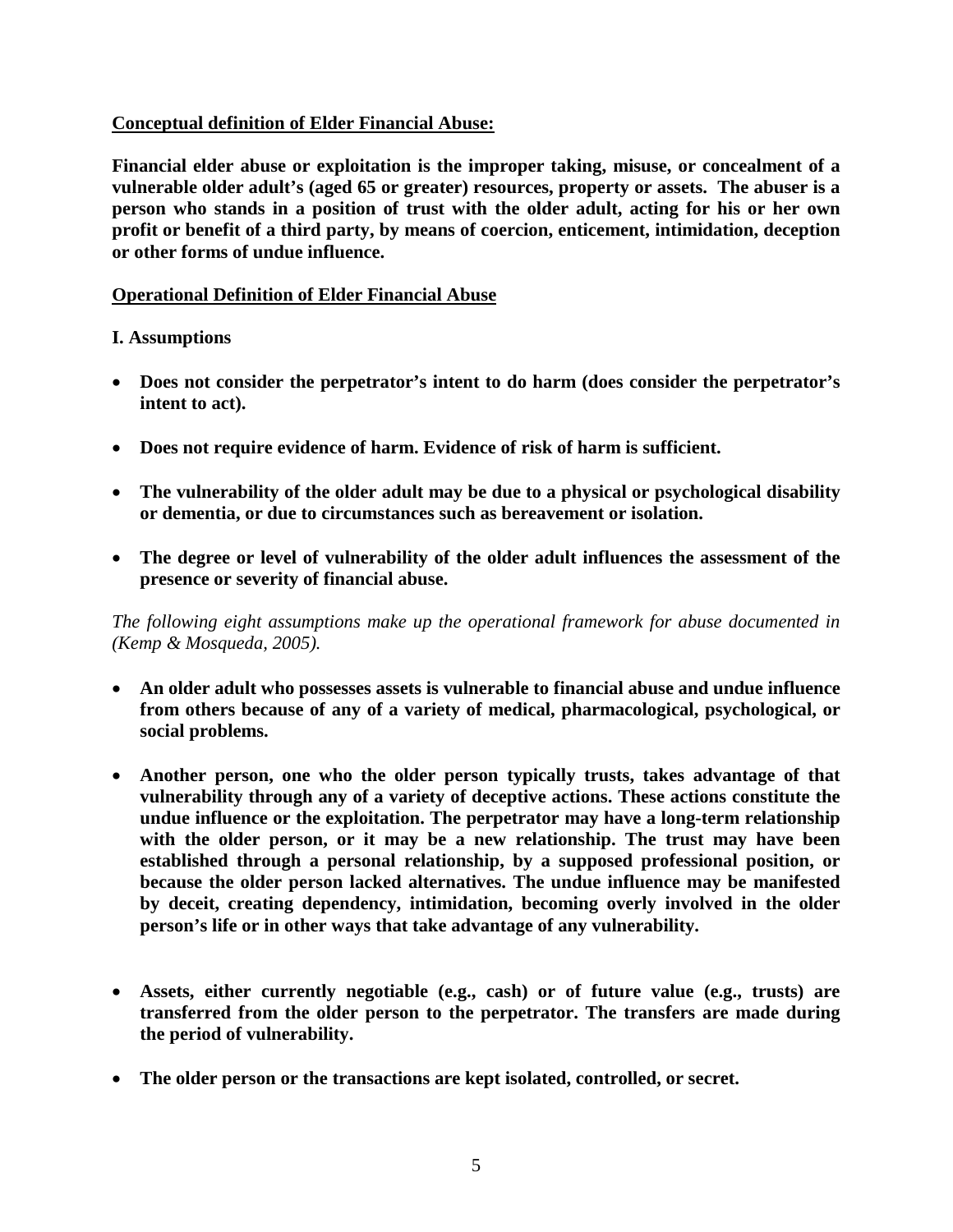**Conceptual definition of Elder Financial Abuse:**

**Financial elder abuse or exploitation is the improper taking, misuse, or concealment of a vulnerable older adult's (aged 65 or greater) resources, property or assets. The abuser is a person who stands in a position of trust with the older adult, acting for his or her own profit or benefit of a third party, by means of coercion, enticement, intimidation, deception or other forms of undue influence.**

**Operational Definition of Elder Financial Abuse**

**I. Assumptions**

- **Does not consider the perpetrator's intent to do harm (does consider the perpetrator's intent to act).**
- **Does not require evidence of harm. Evidence of risk of harm is sufficient.**
- **The vulnerability of the older adult may be due to a physical or psychological disability or dementia, or due to circumstances such as bereavement or isolation.**
- **The degree or level of vulnerability of the older adult influences the assessment of the presence or severity of financial abuse.**

*The following eight assumptions make up the operational framework for abuse documented in (Kemp & Mosqueda, 2005).*

- **An older adult who possesses assets is vulnerable to financial abuse and undue influence from others because of any of a variety of medical, pharmacological, psychological, or social problems.**
- **Another person, one who the older person typically trusts, takes advantage of that vulnerability through any of a variety of deceptive actions. These actions constitute the undue influence or the exploitation. The perpetrator may have a long-term relationship with the older person, or it may be a new relationship. The trust may have been established through a personal relationship, by a supposed professional position, or because the older person lacked alternatives. The undue influence may be manifested by deceit, creating dependency, intimidation, becoming overly involved in the older person's life or in other ways that take advantage of any vulnerability.**
- **Assets, either currently negotiable (e.g., cash) or of future value (e.g., trusts) are transferred from the older person to the perpetrator. The transfers are made during the period of vulnerability.**
- **The older person or the transactions are kept isolated, controlled, or secret.**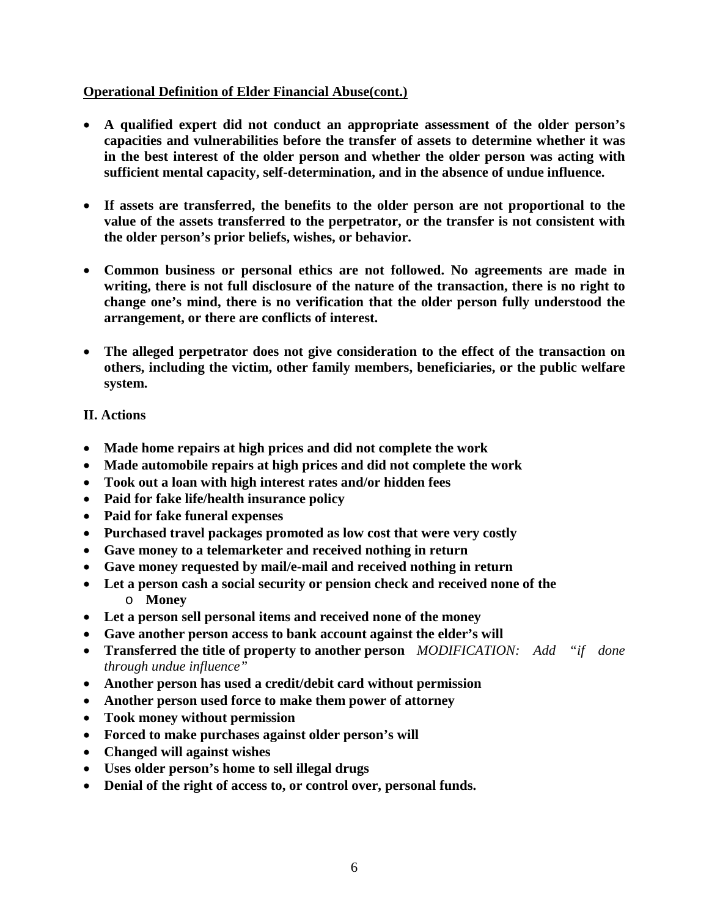**<u>Operational Definition of Elder Financial Abuse(cont.)</u>**

- **A qualified expert did not conduct an appropriate assessment of the older person's capacities and vulnerabilities before the transfer of assets to determine whether it was in the best interest of the older person and whether the older person was acting with sufficient mental capacity, self-determination, and in the absence of undue influence.**

- **If assets are transferred, the benefits to the older person are not proportional to the value of the assets transferred to the perpetrator, or the transfer is not consistent with the older person's prior beliefs, wishes, or behavior.**

- **Common business or personal ethics are not followed. No agreements are made in writing, there is not full disclosure of the nature of the transaction, there is no right to change one's mind, there is no verification that the older person fully understood the arrangement, or there are conflicts of interest.**

- **The alleged perpetrator does not give consideration to the effect of the transaction on others, including the victim, other family members, beneficiaries, or the public welfare system.**

**II. Actions**

- **Made home repairs at high prices and did not complete the work**
- **Made automobile repairs at high prices and did not complete the work**
- **Took out a loan with high interest rates and/or hidden fees**
- **Paid for fake life/health insurance policy**
- **Paid for fake funeral expenses**
- **Purchased travel packages promoted as low cost that were very costly**
- **Gave money to a telemarketer and received nothing in return**
- **Gave money requested by mail/e-mail and received nothing in return**
- **Let a person cash a social security or pension check and received none of the**
    - **Money**
- **Let a person sell personal items and received none of the money**
- **Gave another person access to bank account against the elder's will**
- **Transferred the title of property to another person** *MODIFICATION: Add "if done through undue influence"*
- **Another person has used a credit/debit card without permission**
- **Another person used force to make them power of attorney**
- **Took money without permission**
- **Forced to make purchases against older person's will**
- **Changed will against wishes**
- **Uses older person's home to sell illegal drugs**
- **Denial of the right of access to, or control over, personal funds.**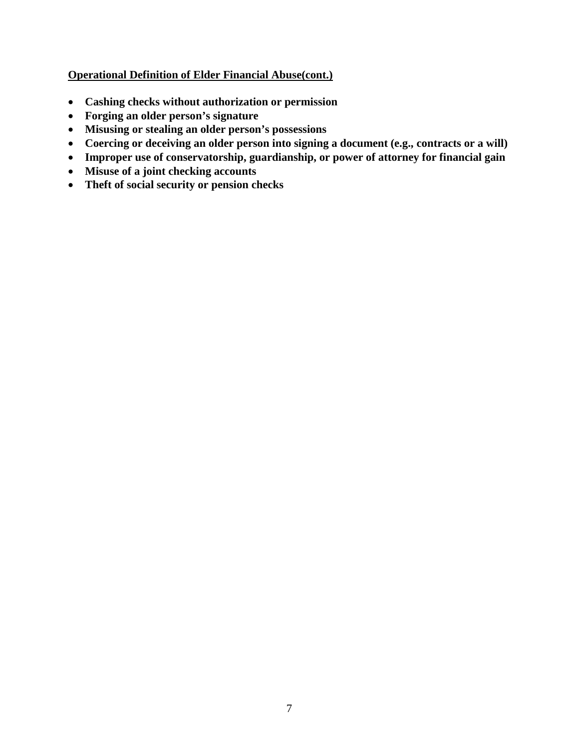**<u>Operational Definition of Elder Financial Abuse(cont.)</u>**

- **Cashing checks without authorization or permission**
- **Forging an older person's signature**
- **Misusing or stealing an older person's possessions**
- **Coercing or deceiving an older person into signing a document (e.g., contracts or a will)**
- **Improper use of conservatorship, guardianship, or power of attorney for financial gain**
- **Misuse of a joint checking accounts**
- **Theft of social security or pension checks**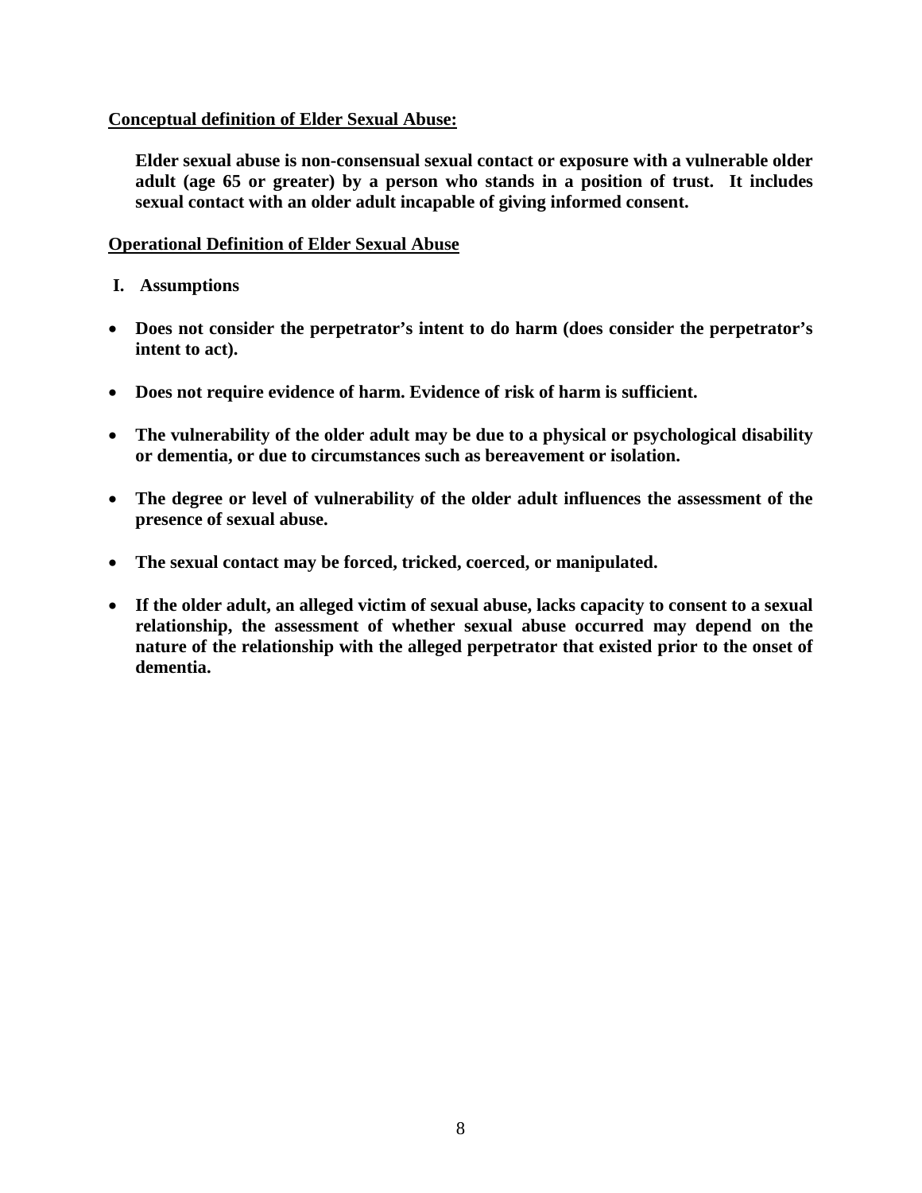## Conceptual definition of Elder Sexual Abuse:

**Elder sexual abuse is non-consensual sexual contact or exposure with a vulnerable older adult (age 65 or greater) by a person who stands in a position of trust. It includes sexual contact with an older adult incapable of giving informed consent.**

## Operational Definition of Elder Sexual Abuse

### I. Assumptions

- **Does not consider the perpetrator's intent to do harm (does consider the perpetrator's intent to act).**
- **Does not require evidence of harm. Evidence of risk of harm is sufficient.**
- **The vulnerability of the older adult may be due to a physical or psychological disability or dementia, or due to circumstances such as bereavement or isolation.**
- **The degree or level of vulnerability of the older adult influences the assessment of the presence of sexual abuse.**
- **The sexual contact may be forced, tricked, coerced, or manipulated.**
- **If the older adult, an alleged victim of sexual abuse, lacks capacity to consent to a sexual relationship, the assessment of whether sexual abuse occurred may depend on the nature of the relationship with the alleged perpetrator that existed prior to the onset of dementia.**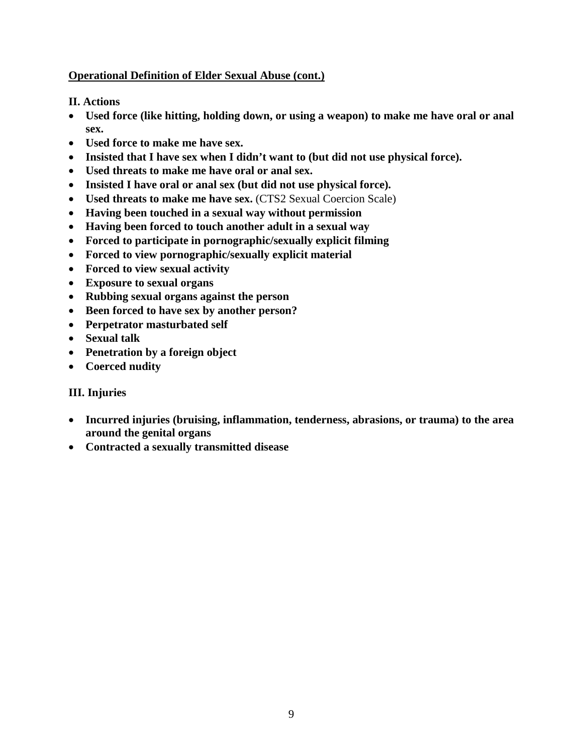**<u>Operational Definition of Elder Sexual Abuse (cont.)</u>**

**II. Actions**

- **Used force (like hitting, holding down, or using a weapon) to make me have oral or anal sex.**
- **Used force to make me have sex.**
- **Insisted that I have sex when I didn't want to (but did not use physical force).**
- **Used threats to make me have oral or anal sex.**
- **Insisted I have oral or anal sex (but did not use physical force).**
- **Used threats to make me have sex.** (CTS2 Sexual Coercion Scale)
- **Having been touched in a sexual way without permission**
- **Having been forced to touch another adult in a sexual way**
- **Forced to participate in pornographic/sexually explicit filming**
- **Forced to view pornographic/sexually explicit material**
- **Forced to view sexual activity**
- **Exposure to sexual organs**
- **Rubbing sexual organs against the person**
- **Been forced to have sex by another person?**
- **Perpetrator masturbated self**
- **Sexual talk**
- **Penetration by a foreign object**
- **Coerced nudity**

**III. Injuries**

- **Incurred injuries (bruising, inflammation, tenderness, abrasions, or trauma) to the area around the genital organs**
- **Contracted a sexually transmitted disease**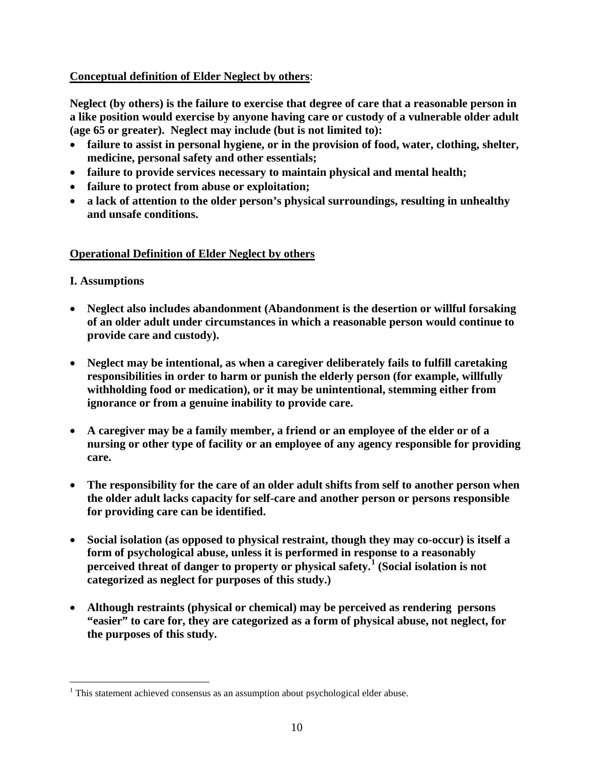**<u>Conceptual definition of Elder Neglect by others</u>**:

**Neglect (by others) is the failure to exercise that degree of care that a reasonable person in a like position would exercise by anyone having care or custody of a vulnerable older adult (age 65 or greater). Neglect may include (but is not limited to):**

- **failure to assist in personal hygiene, or in the provision of food, water, clothing, shelter, medicine, personal safety and other essentials;**
- **failure to provide services necessary to maintain physical and mental health;**
- **failure to protect from abuse or exploitation;**
- **a lack of attention to the older person's physical surroundings, resulting in unhealthy and unsafe conditions.**

**<u>Operational Definition of Elder Neglect by others</u>**

**I. Assumptions**

- **Neglect also includes abandonment (Abandonment is the desertion or willful forsaking of an older adult under circumstances in which a reasonable person would continue to provide care and custody).**

- **Neglect may be intentional, as when a caregiver deliberately fails to fulfill caretaking responsibilities in order to harm or punish the elderly person (for example, willfully withholding food or medication), or it may be unintentional, stemming either from ignorance or from a genuine inability to provide care.**

- **A caregiver may be a family member, a friend or an employee of the elder or of a nursing or other type of facility or an employee of any agency responsible for providing care.**

- **The responsibility for the care of an older adult shifts from self to another person when the older adult lacks capacity for self-care and another person or persons responsible for providing care can be identified.**

- **Social isolation (as opposed to physical restraint, though they may co-occur) is itself a form of psychological abuse, unless it is performed in response to a reasonably perceived threat of danger to property or physical safety.[1] (Social isolation is not categorized as neglect for purposes of this study.)**

- **Although restraints (physical or chemical) may be perceived as rendering persons "easier" to care for, they are categorized as a form of physical abuse, not neglect, for the purposes of this study.**

---

[1] This statement achieved consensus as an assumption about psychological elder abuse.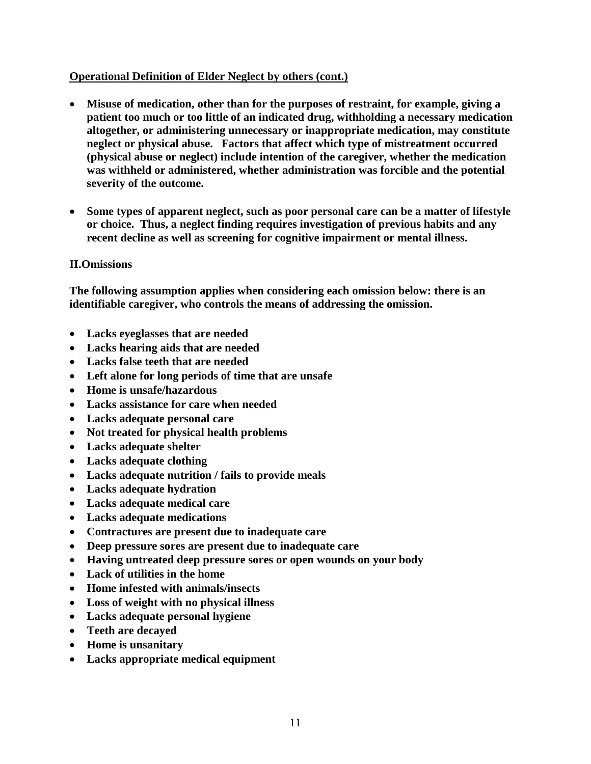**<u>Operational Definition of Elder Neglect by others (cont.)</u>**

- **Misuse of medication, other than for the purposes of restraint, for example, giving a patient too much or too little of an indicated drug, withholding a necessary medication altogether, or administering unnecessary or inappropriate medication, may constitute neglect or physical abuse. Factors that affect which type of mistreatment occurred (physical abuse or neglect) include intention of the caregiver, whether the medication was withheld or administered, whether administration was forcible and the potential severity of the outcome.**

- **Some types of apparent neglect, such as poor personal care can be a matter of lifestyle or choice. Thus, a neglect finding requires investigation of previous habits and any recent decline as well as screening for cognitive impairment or mental illness.**

**II.Omissions**

**The following assumption applies when considering each omission below: there is an identifiable caregiver, who controls the means of addressing the omission.**

- **Lacks eyeglasses that are needed**
- **Lacks hearing aids that are needed**
- **Lacks false teeth that are needed**
- **Left alone for long periods of time that are unsafe**
- **Home is unsafe/hazardous**
- **Lacks assistance for care when needed**
- **Lacks adequate personal care**
- **Not treated for physical health problems**
- **Lacks adequate shelter**
- **Lacks adequate clothing**
- **Lacks adequate nutrition / fails to provide meals**
- **Lacks adequate hydration**
- **Lacks adequate medical care**
- **Lacks adequate medications**
- **Contractures are present due to inadequate care**
- **Deep pressure sores are present due to inadequate care**
- **Having untreated deep pressure sores or open wounds on your body**
- **Lack of utilities in the home**
- **Home infested with animals/insects**
- **Loss of weight with no physical illness**
- **Lacks adequate personal hygiene**
- **Teeth are decayed**
- **Home is unsanitary**
- **Lacks appropriate medical equipment**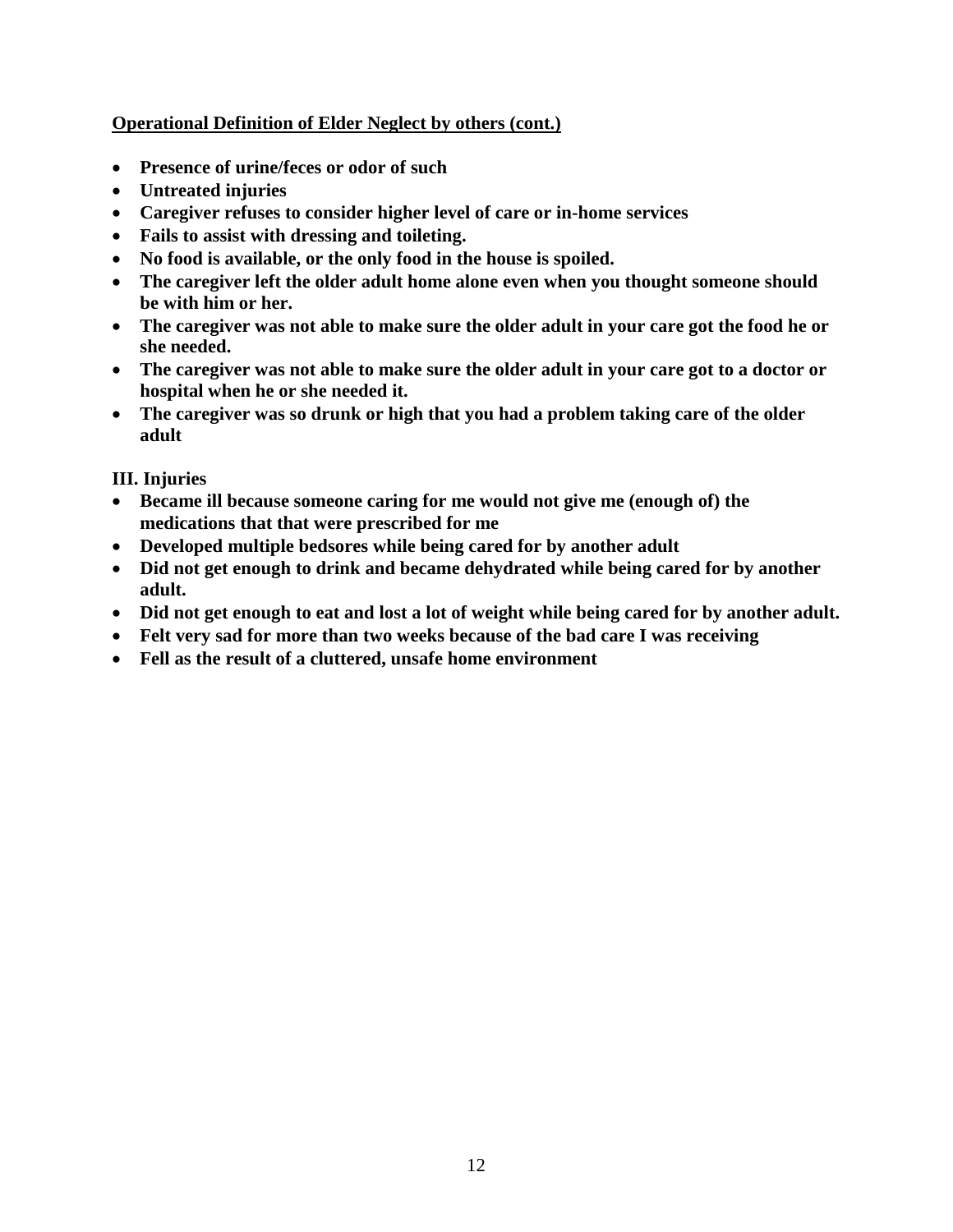**<u>Operational Definition of Elder Neglect by others (cont.)</u>**

- **Presence of urine/feces or odor of such**
- **Untreated injuries**
- **Caregiver refuses to consider higher level of care or in-home services**
- **Fails to assist with dressing and toileting.**
- **No food is available, or the only food in the house is spoiled.**
- **The caregiver left the older adult home alone even when you thought someone should be with him or her.**
- **The caregiver was not able to make sure the older adult in your care got the food he or she needed.**
- **The caregiver was not able to make sure the older adult in your care got to a doctor or hospital when he or she needed it.**
- **The caregiver was so drunk or high that you had a problem taking care of the older adult**

**III. Injuries**

- **Became ill because someone caring for me would not give me (enough of) the medications that that were prescribed for me**
- **Developed multiple bedsores while being cared for by another adult**
- **Did not get enough to drink and became dehydrated while being cared for by another adult.**
- **Did not get enough to eat and lost a lot of weight while being cared for by another adult.**
- **Felt very sad for more than two weeks because of the bad care I was receiving**
- **Fell as the result of a cluttered, unsafe home environment**